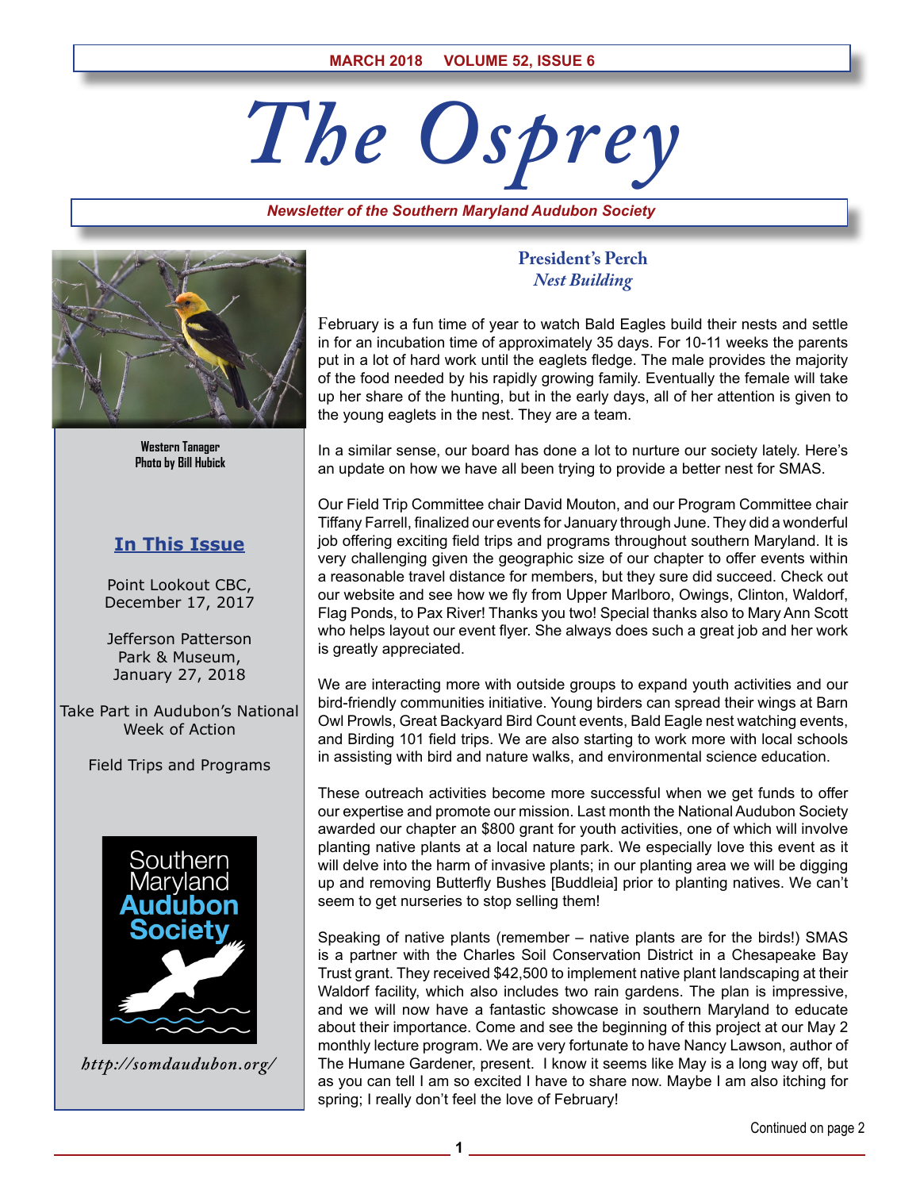MARCH 2018 VOLUME 52, ISSUE 6

# The Osprey

*Newsletter of the Southern Maryland Audubon Society*

Western Tanager
Photo by Bill Hubick

## In This Issue

Point Lookout CBC, December 17, 2017

Jefferson Patterson Park & Museum, January 27, 2018

Take Part in Audubon's National Week of Action

Field Trips and Programs

Southern Maryland Audubon Society

*http://somdaudubon.org/*

## President's Perch
### *Nest Building*

February is a fun time of year to watch Bald Eagles build their nests and settle in for an incubation time of approximately 35 days. For 10-11 weeks the parents put in a lot of hard work until the eaglets fledge. The male provides the majority of the food needed by his rapidly growing family. Eventually the female will take up her share of the hunting, but in the early days, all of her attention is given to the young eaglets in the nest. They are a team.

In a similar sense, our board has done a lot to nurture our society lately. Here's an update on how we have all been trying to provide a better nest for SMAS.

Our Field Trip Committee chair David Mouton, and our Program Committee chair Tiffany Farrell, finalized our events for January through June. They did a wonderful job offering exciting field trips and programs throughout southern Maryland. It is very challenging given the geographic size of our chapter to offer events within a reasonable travel distance for members, but they sure did succeed. Check out our website and see how we fly from Upper Marlboro, Owings, Clinton, Waldorf, Flag Ponds, to Pax River! Thanks you two! Special thanks also to Mary Ann Scott who helps layout our event flyer. She always does such a great job and her work is greatly appreciated.

We are interacting more with outside groups to expand youth activities and our bird-friendly communities initiative. Young birders can spread their wings at Barn Owl Prowls, Great Backyard Bird Count events, Bald Eagle nest watching events, and Birding 101 field trips. We are also starting to work more with local schools in assisting with bird and nature walks, and environmental science education.

These outreach activities become more successful when we get funds to offer our expertise and promote our mission. Last month the National Audubon Society awarded our chapter an $800 grant for youth activities, one of which will involve planting native plants at a local nature park. We especially love this event as it will delve into the harm of invasive plants; in our planting area we will be digging up and removing Butterfly Bushes [Buddleia] prior to planting natives. We can't seem to get nurseries to stop selling them!

Speaking of native plants (remember – native plants are for the birds!) SMAS is a partner with the Charles Soil Conservation District in a Chesapeake Bay Trust grant. They received $42,500 to implement native plant landscaping at their Waldorf facility, which also includes two rain gardens. The plan is impressive, and we will now have a fantastic showcase in southern Maryland to educate about their importance. Come and see the beginning of this project at our May 2 monthly lecture program. We are very fortunate to have Nancy Lawson, author of The Humane Gardener, present. I know it seems like May is a long way off, but as you can tell I am so excited I have to share now. Maybe I am also itching for spring; I really don't feel the love of February!

Continued on page 2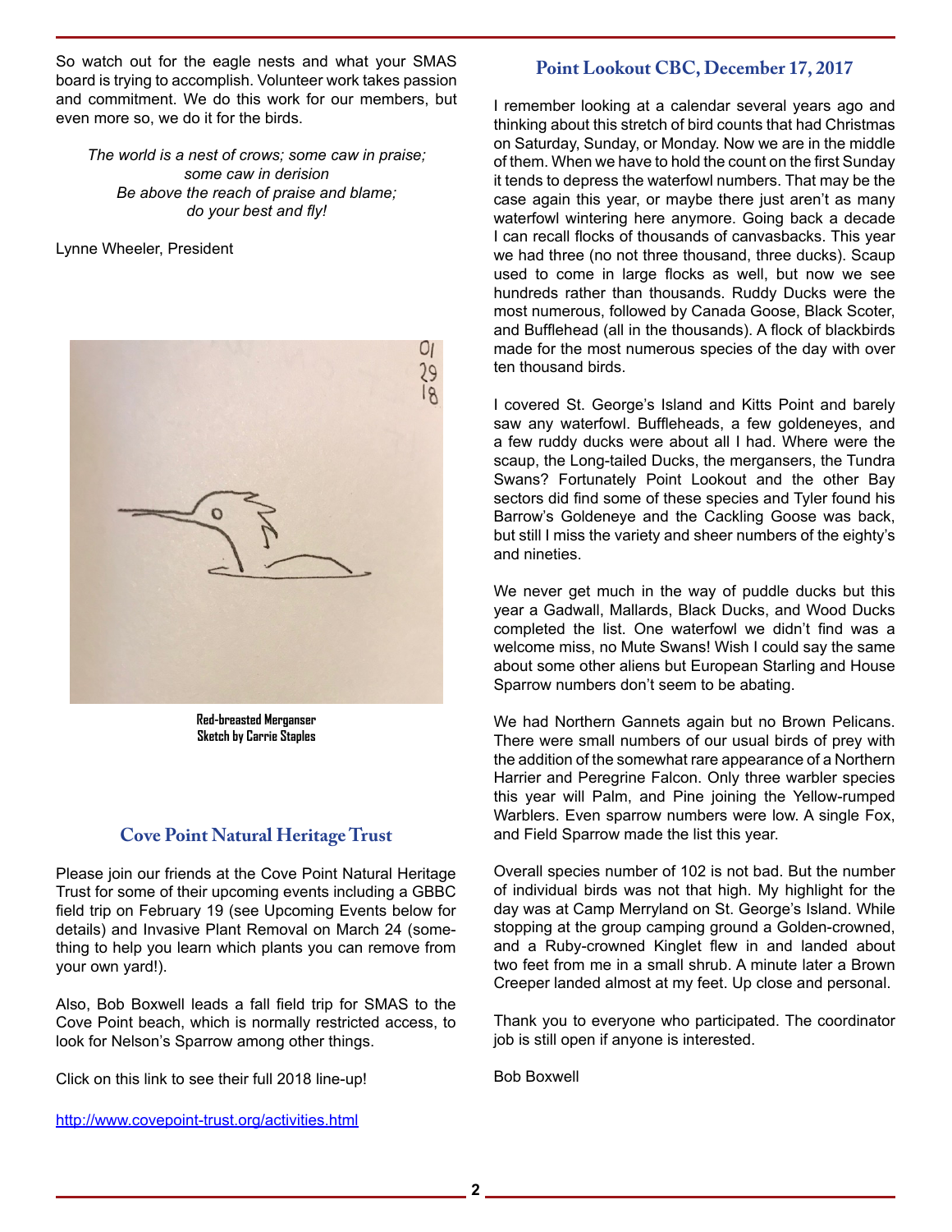So watch out for the eagle nests and what your SMAS board is trying to accomplish. Volunteer work takes passion and commitment. We do this work for our members, but even more so, we do it for the birds.

*The world is a nest of crows; some caw in praise;*
*some caw in derision*
*Be above the reach of praise and blame;*
*do your best and fly!*

Lynne Wheeler, President

**Red-breasted Merganser**
**Sketch by Carrie Staples**

## Cove Point Natural Heritage Trust

Please join our friends at the Cove Point Natural Heritage Trust for some of their upcoming events including a GBBC field trip on February 19 (see Upcoming Events below for details) and Invasive Plant Removal on March 24 (something to help you learn which plants you can remove from your own yard!).

Also, Bob Boxwell leads a fall field trip for SMAS to the Cove Point beach, which is normally restricted access, to look for Nelson's Sparrow among other things.

Click on this link to see their full 2018 line-up!

http://www.covepoint-trust.org/activities.html

## Point Lookout CBC, December 17, 2017

I remember looking at a calendar several years ago and thinking about this stretch of bird counts that had Christmas on Saturday, Sunday, or Monday. Now we are in the middle of them. When we have to hold the count on the first Sunday it tends to depress the waterfowl numbers. That may be the case again this year, or maybe there just aren't as many waterfowl wintering here anymore. Going back a decade I can recall flocks of thousands of canvasbacks. This year we had three (no not three thousand, three ducks). Scaup used to come in large flocks as well, but now we see hundreds rather than thousands. Ruddy Ducks were the most numerous, followed by Canada Goose, Black Scoter, and Bufflehead (all in the thousands). A flock of blackbirds made for the most numerous species of the day with over ten thousand birds.

I covered St. George's Island and Kitts Point and barely saw any waterfowl. Buffleheads, a few goldeneyes, and a few ruddy ducks were about all I had. Where were the scaup, the Long-tailed Ducks, the mergansers, the Tundra Swans? Fortunately Point Lookout and the other Bay sectors did find some of these species and Tyler found his Barrow's Goldeneye and the Cackling Goose was back, but still I miss the variety and sheer numbers of the eighty's and nineties.

We never get much in the way of puddle ducks but this year a Gadwall, Mallards, Black Ducks, and Wood Ducks completed the list. One waterfowl we didn't find was a welcome miss, no Mute Swans! Wish I could say the same about some other aliens but European Starling and House Sparrow numbers don't seem to be abating.

We had Northern Gannets again but no Brown Pelicans. There were small numbers of our usual birds of prey with the addition of the somewhat rare appearance of a Northern Harrier and Peregrine Falcon. Only three warbler species this year will Palm, and Pine joining the Yellow-rumped Warblers. Even sparrow numbers were low. A single Fox, and Field Sparrow made the list this year.

Overall species number of 102 is not bad. But the number of individual birds was not that high. My highlight for the day was at Camp Merryland on St. George's Island. While stopping at the group camping ground a Golden-crowned, and a Ruby-crowned Kinglet flew in and landed about two feet from me in a small shrub. A minute later a Brown Creeper landed almost at my feet. Up close and personal.

Thank you to everyone who participated. The coordinator job is still open if anyone is interested.

Bob Boxwell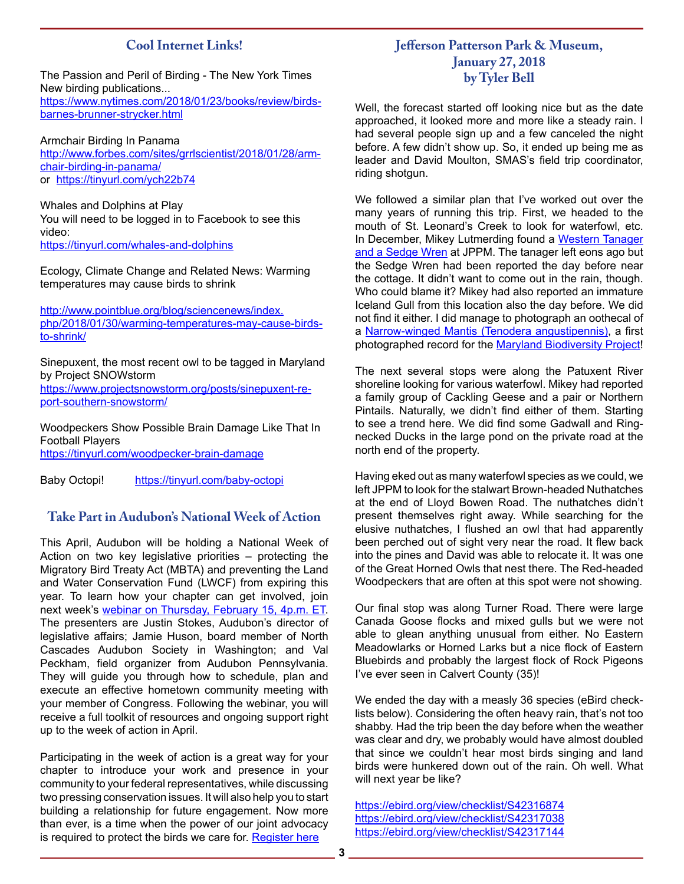## Cool Internet Links!

The Passion and Peril of Birding - The New York Times
New birding publications...
https://www.nytimes.com/2018/01/23/books/review/birds-barnes-brunner-strycker.html

Armchair Birding In Panama
http://www.forbes.com/sites/grrlscientist/2018/01/28/arm-chair-birding-in-panama/
or https://tinyurl.com/ych22b74

Whales and Dolphins at Play
You will need to be logged in to Facebook to see this video:
https://tinyurl.com/whales-and-dolphins

Ecology, Climate Change and Related News: Warming temperatures may cause birds to shrink

http://www.pointblue.org/blog/sciencenews/index.php/2018/01/30/warming-temperatures-may-cause-birds-to-shrink/

Sinepuxent, the most recent owl to be tagged in Maryland by Project SNOWstorm
https://www.projectsnowstorm.org/posts/sinepuxent-re-port-southern-snowstorm/

Woodpeckers Show Possible Brain Damage Like That In Football Players
https://tinyurl.com/woodpecker-brain-damage

Baby Octopi! https://tinyurl.com/baby-octopi

## Take Part in Audubon's National Week of Action

This April, Audubon will be holding a National Week of Action on two key legislative priorities – protecting the Migratory Bird Treaty Act (MBTA) and preventing the Land and Water Conservation Fund (LWCF) from expiring this year. To learn how your chapter can get involved, join next week's webinar on Thursday, February 15, 4p.m. ET. The presenters are Justin Stokes, Audubon's director of legislative affairs; Jamie Huson, board member of North Cascades Audubon Society in Washington; and Val Peckham, field organizer from Audubon Pennsylvania. They will guide you through how to schedule, plan and execute an effective hometown community meeting with your member of Congress. Following the webinar, you will receive a full toolkit of resources and ongoing support right up to the week of action in April.

Participating in the week of action is a great way for your chapter to introduce your work and presence in your community to your federal representatives, while discussing two pressing conservation issues. It will also help you to start building a relationship for future engagement. Now more than ever, is a time when the power of our joint advocacy is required to protect the birds we care for. Register here

## Jefferson Patterson Park & Museum, January 27, 2018 by Tyler Bell

Well, the forecast started off looking nice but as the date approached, it looked more and more like a steady rain. I had several people sign up and a few canceled the night before. A few didn't show up. So, it ended up being me as leader and David Moulton, SMAS's field trip coordinator, riding shotgun.

We followed a similar plan that I've worked out over the many years of running this trip. First, we headed to the mouth of St. Leonard's Creek to look for waterfowl, etc. In December, Mikey Lutmerding found a Western Tanager and a Sedge Wren at JPPM. The tanager left eons ago but the Sedge Wren had been reported the day before near the cottage. It didn't want to come out in the rain, though. Who could blame it? Mikey had also reported an immature Iceland Gull from this location also the day before. We did not find it either. I did manage to photograph an oothecal of a Narrow-winged Mantis (Tenodera angustipennis), a first photographed record for the Maryland Biodiversity Project!

The next several stops were along the Patuxent River shoreline looking for various waterfowl. Mikey had reported a family group of Cackling Geese and a pair or Northern Pintails. Naturally, we didn't find either of them. Starting to see a trend here. We did find some Gadwall and Ring-necked Ducks in the large pond on the private road at the north end of the property.

Having eked out as many waterfowl species as we could, we left JPPM to look for the stalwart Brown-headed Nuthatches at the end of Lloyd Bowen Road. The nuthatches didn't present themselves right away. While searching for the elusive nuthatches, I flushed an owl that had apparently been perched out of sight very near the road. It flew back into the pines and David was able to relocate it. It was one of the Great Horned Owls that nest there. The Red-headed Woodpeckers that are often at this spot were not showing.

Our final stop was along Turner Road. There were large Canada Goose flocks and mixed gulls but we were not able to glean anything unusual from either. No Eastern Meadowlarks or Horned Larks but a nice flock of Eastern Bluebirds and probably the largest flock of Rock Pigeons I've ever seen in Calvert County (35)!

We ended the day with a measly 36 species (eBird checklists below). Considering the often heavy rain, that's not too shabby. Had the trip been the day before when the weather was clear and dry, we probably would have almost doubled that since we couldn't hear most birds singing and land birds were hunkered down out of the rain. Oh well. What will next year be like?

https://ebird.org/view/checklist/S42316874
https://ebird.org/view/checklist/S42317038
https://ebird.org/view/checklist/S42317144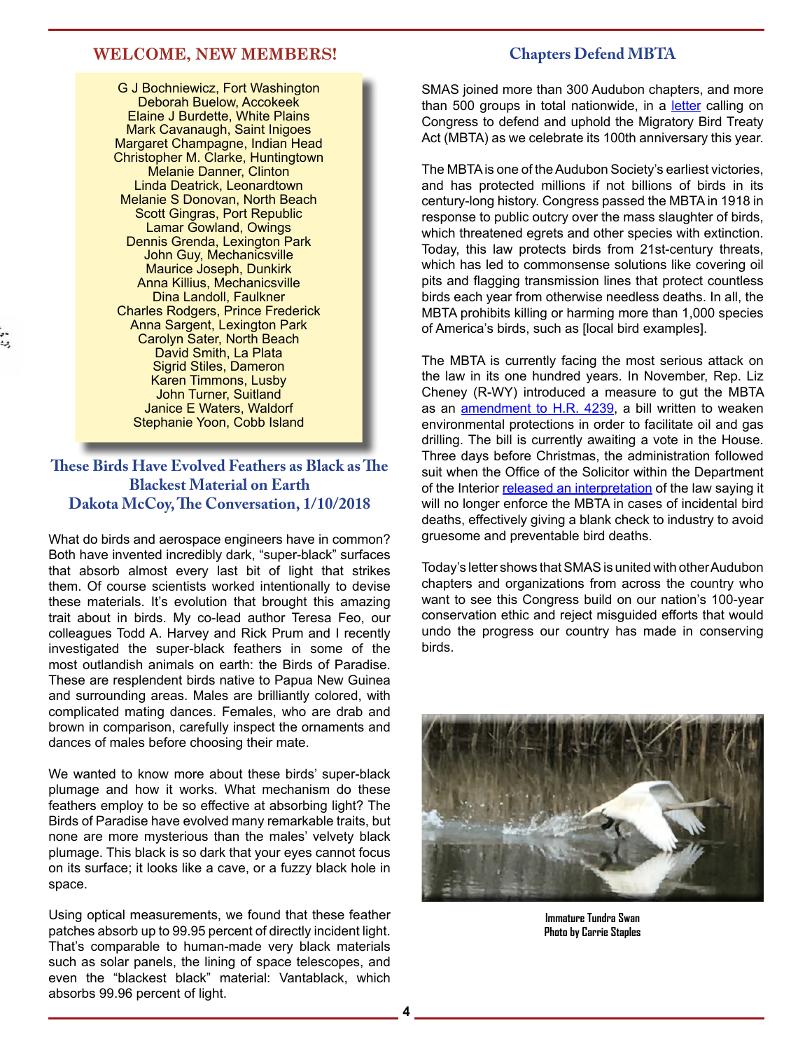## WELCOME, NEW MEMBERS!

G J Bochniewicz, Fort Washington
Deborah Buelow, Accokeek
Elaine J Burdette, White Plains
Mark Cavanaugh, Saint Inigoes
Margaret Champagne, Indian Head
Christopher M. Clarke, Huntingtown
Melanie Danner, Clinton
Linda Deatrick, Leonardtown
Melanie S Donovan, North Beach
Scott Gingras, Port Republic
Lamar Gowland, Owings
Dennis Grenda, Lexington Park
John Guy, Mechanicsville
Maurice Joseph, Dunkirk
Anna Killius, Mechanicsville
Dina Landoll, Faulkner
Charles Rodgers, Prince Frederick
Anna Sargent, Lexington Park
Carolyn Sater, North Beach
David Smith, La Plata
Sigrid Stiles, Dameron
Karen Timmons, Lusby
John Turner, Suitland
Janice E Waters, Waldorf
Stephanie Yoon, Cobb Island

## These Birds Have Evolved Feathers as Black as The Blackest Material on Earth

### Dakota McCoy, The Conversation, 1/10/2018

What do birds and aerospace engineers have in common? Both have invented incredibly dark, "super-black" surfaces that absorb almost every last bit of light that strikes them. Of course scientists worked intentionally to devise these materials. It's evolution that brought this amazing trait about in birds. My co-lead author Teresa Feo, our colleagues Todd A. Harvey and Rick Prum and I recently investigated the super-black feathers in some of the most outlandish animals on earth: the Birds of Paradise. These are resplendent birds native to Papua New Guinea and surrounding areas. Males are brilliantly colored, with complicated mating dances. Females, who are drab and brown in comparison, carefully inspect the ornaments and dances of males before choosing their mate.

We wanted to know more about these birds' super-black plumage and how it works. What mechanism do these feathers employ to be so effective at absorbing light? The Birds of Paradise have evolved many remarkable traits, but none are more mysterious than the males' velvety black plumage. This black is so dark that your eyes cannot focus on its surface; it looks like a cave, or a fuzzy black hole in space.

Using optical measurements, we found that these feather patches absorb up to 99.95 percent of directly incident light. That's comparable to human-made very black materials such as solar panels, the lining of space telescopes, and even the "blackest black" material: Vantablack, which absorbs 99.96 percent of light.

## Chapters Defend MBTA

SMAS joined more than 300 Audubon chapters, and more than 500 groups in total nationwide, in a letter calling on Congress to defend and uphold the Migratory Bird Treaty Act (MBTA) as we celebrate its 100th anniversary this year.

The MBTA is one of the Audubon Society's earliest victories, and has protected millions if not billions of birds in its century-long history. Congress passed the MBTA in 1918 in response to public outcry over the mass slaughter of birds, which threatened egrets and other species with extinction. Today, this law protects birds from 21st-century threats, which has led to commonsense solutions like covering oil pits and flagging transmission lines that protect countless birds each year from otherwise needless deaths. In all, the MBTA prohibits killing or harming more than 1,000 species of America's birds, such as [local bird examples].

The MBTA is currently facing the most serious attack on the law in its one hundred years. In November, Rep. Liz Cheney (R-WY) introduced a measure to gut the MBTA as an amendment to H.R. 4239, a bill written to weaken environmental protections in order to facilitate oil and gas drilling. The bill is currently awaiting a vote in the House. Three days before Christmas, the administration followed suit when the Office of the Solicitor within the Department of the Interior released an interpretation of the law saying it will no longer enforce the MBTA in cases of incidental bird deaths, effectively giving a blank check to industry to avoid gruesome and preventable bird deaths.

Today's letter shows that SMAS is united with other Audubon chapters and organizations from across the country who want to see this Congress build on our nation's 100-year conservation ethic and reject misguided efforts that would undo the progress our country has made in conserving birds.

**Immature Tundra Swan**
**Photo by Carrie Staples**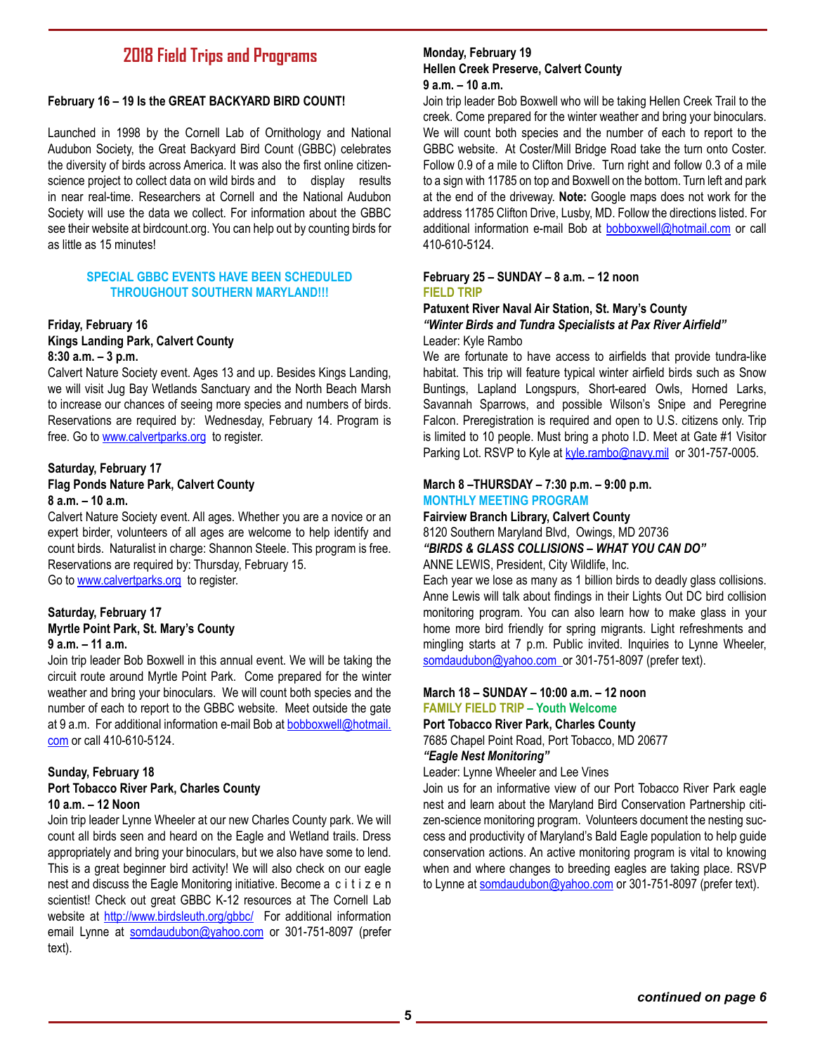## 2018 Field Trips and Programs

**February 16 – 19 Is the GREAT BACKYARD BIRD COUNT!**

Launched in 1998 by the Cornell Lab of Ornithology and National Audubon Society, the Great Backyard Bird Count (GBBC) celebrates the diversity of birds across America. It was also the first online citizen-science project to collect data on wild birds and to display results in near real-time. Researchers at Cornell and the National Audubon Society will use the data we collect. For information about the GBBC see their website at birdcount.org. You can help out by counting birds for as little as 15 minutes!

**SPECIAL GBBC EVENTS HAVE BEEN SCHEDULED THROUGHOUT SOUTHERN MARYLAND!!!**

**Friday, February 16**
**Kings Landing Park, Calvert County**
**8:30 a.m. – 3 p.m.**

Calvert Nature Society event. Ages 13 and up. Besides Kings Landing, we will visit Jug Bay Wetlands Sanctuary and the North Beach Marsh to increase our chances of seeing more species and numbers of birds. Reservations are required by: Wednesday, February 14. Program is free. Go to www.calvertparks.org to register.

**Saturday, February 17**
**Flag Ponds Nature Park, Calvert County**
**8 a.m. – 10 a.m.**

Calvert Nature Society event. All ages. Whether you are a novice or an expert birder, volunteers of all ages are welcome to help identify and count birds. Naturalist in charge: Shannon Steele. This program is free. Reservations are required by: Thursday, February 15.
Go to www.calvertparks.org to register.

**Saturday, February 17**
**Myrtle Point Park, St. Mary's County**
**9 a.m. – 11 a.m.**

Join trip leader Bob Boxwell in this annual event. We will be taking the circuit route around Myrtle Point Park. Come prepared for the winter weather and bring your binoculars. We will count both species and the number of each to report to the GBBC website. Meet outside the gate at 9 a.m. For additional information e-mail Bob at bobboxwell@hotmail.com or call 410-610-5124.

**Sunday, February 18**
**Port Tobacco River Park, Charles County**
**10 a.m. – 12 Noon**

Join trip leader Lynne Wheeler at our new Charles County park. We will count all birds seen and heard on the Eagle and Wetland trails. Dress appropriately and bring your binoculars, but we also have some to lend. This is a great beginner bird activity! We will also check on our eagle nest and discuss the Eagle Monitoring initiative. Become a citizen scientist! Check out great GBBC K-12 resources at The Cornell Lab website at http://www.birdsleuth.org/gbbc/ For additional information email Lynne at somdaudubon@yahoo.com or 301-751-8097 (prefer text).

**Monday, February 19**
**Hellen Creek Preserve, Calvert County**
**9 a.m. – 10 a.m.**

Join trip leader Bob Boxwell who will be taking Hellen Creek Trail to the creek. Come prepared for the winter weather and bring your binoculars. We will count both species and the number of each to report to the GBBC website. At Coster/Mill Bridge Road take the turn onto Coster. Follow 0.9 of a mile to Clifton Drive. Turn right and follow 0.3 of a mile to a sign with 11785 on top and Boxwell on the bottom. Turn left and park at the end of the driveway. **Note:** Google maps does not work for the address 11785 Clifton Drive, Lusby, MD. Follow the directions listed. For additional information e-mail Bob at bobboxwell@hotmail.com or call 410-610-5124.

**February 25 – SUNDAY – 8 a.m. – 12 noon**
**FIELD TRIP**
**Patuxent River Naval Air Station, St. Mary's County**
***"Winter Birds and Tundra Specialists at Pax River Airfield"***
Leader: Kyle Rambo

We are fortunate to have access to airfields that provide tundra-like habitat. This trip will feature typical winter airfield birds such as Snow Buntings, Lapland Longspurs, Short-eared Owls, Horned Larks, Savannah Sparrows, and possible Wilson's Snipe and Peregrine Falcon. Preregistration is required and open to U.S. citizens only. Trip is limited to 10 people. Must bring a photo I.D. Meet at Gate #1 Visitor Parking Lot. RSVP to Kyle at kyle.rambo@navy.mil or 301-757-0005.

**March 8 –THURSDAY – 7:30 p.m. – 9:00 p.m.**
**MONTHLY MEETING PROGRAM**
**Fairview Branch Library, Calvert County**
8120 Southern Maryland Blvd, Owings, MD 20736
***"BIRDS & GLASS COLLISIONS – WHAT YOU CAN DO"***
ANNE LEWIS, President, City Wildlife, Inc.

Each year we lose as many as 1 billion birds to deadly glass collisions. Anne Lewis will talk about findings in their Lights Out DC bird collision monitoring program. You can also learn how to make glass in your home more bird friendly for spring migrants. Light refreshments and mingling starts at 7 p.m. Public invited. Inquiries to Lynne Wheeler, somdaudubon@yahoo.com or 301-751-8097 (prefer text).

**March 18 – SUNDAY – 10:00 a.m. – 12 noon**
**FAMILY FIELD TRIP – Youth Welcome**
**Port Tobacco River Park, Charles County**
7685 Chapel Point Road, Port Tobacco, MD 20677
***"Eagle Nest Monitoring"***
Leader: Lynne Wheeler and Lee Vines

Join us for an informative view of our Port Tobacco River Park eagle nest and learn about the Maryland Bird Conservation Partnership citizen-science monitoring program. Volunteers document the nesting success and productivity of Maryland's Bald Eagle population to help guide conservation actions. An active monitoring program is vital to knowing when and where changes to breeding eagles are taking place. RSVP to Lynne at somdaudubon@yahoo.com or 301-751-8097 (prefer text).

***continued on page 6***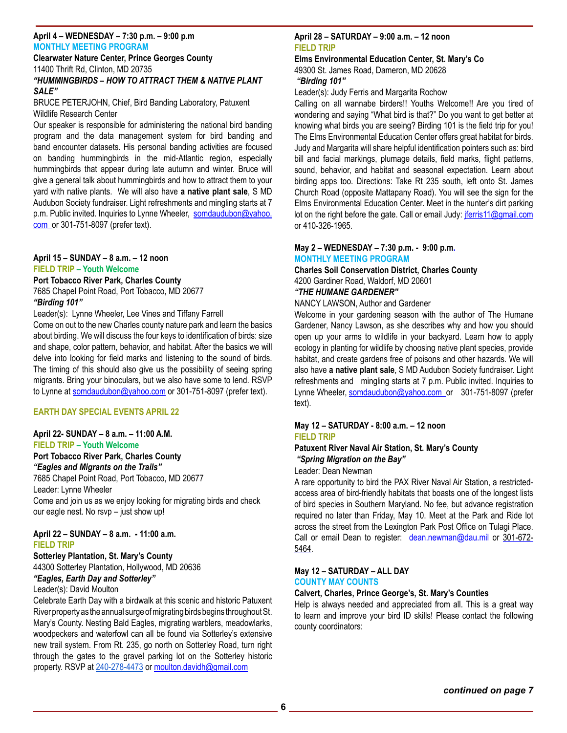**April 4 – WEDNESDAY – 7:30 p.m. – 9:00 p.m**

**MONTHLY MEETING PROGRAM**

**Clearwater Nature Center, Prince Georges County**

11400 Thrift Rd, Clinton, MD 20735

***"HUMMINGBIRDS – HOW TO ATTRACT THEM & NATIVE PLANT SALE"***

BRUCE PETERJOHN, Chief, Bird Banding Laboratory, Patuxent Wildlife Research Center

Our speaker is responsible for administering the national bird banding program and the data management system for bird banding and band encounter datasets. His personal banding activities are focused on banding hummingbirds in the mid-Atlantic region, especially hummingbirds that appear during late autumn and winter. Bruce will give a general talk about hummingbirds and how to attract them to your yard with native plants. We will also have **a native plant sale**, S MD Audubon Society fundraiser. Light refreshments and mingling starts at 7 p.m. Public invited. Inquiries to Lynne Wheeler, somdaudubon@yahoo.com or 301-751-8097 (prefer text).

**April 15 – SUNDAY – 8 a.m. – 12 noon**

**FIELD TRIP – Youth Welcome**

**Port Tobacco River Park, Charles County**

7685 Chapel Point Road, Port Tobacco, MD 20677

***"Birding 101"***

Leader(s): Lynne Wheeler, Lee Vines and Tiffany Farrell

Come on out to the new Charles county nature park and learn the basics about birding. We will discuss the four keys to identification of birds: size and shape, color pattern, behavior, and habitat. After the basics we will delve into looking for field marks and listening to the sound of birds. The timing of this should also give us the possibility of seeing spring migrants. Bring your binoculars, but we also have some to lend. RSVP to Lynne at somdaudubon@yahoo.com or 301-751-8097 (prefer text).

**EARTH DAY SPECIAL EVENTS APRIL 22**

**April 22- SUNDAY – 8 a.m. – 11:00 A.M.**

**FIELD TRIP – Youth Welcome**

**Port Tobacco River Park, Charles County**

***"Eagles and Migrants on the Trails"***

7685 Chapel Point Road, Port Tobacco, MD 20677

Leader: Lynne Wheeler

Come and join us as we enjoy looking for migrating birds and check our eagle nest. No rsvp – just show up!

**April 22 – SUNDAY – 8 a.m. - 11:00 a.m.**

**FIELD TRIP**

**Sotterley Plantation, St. Mary's County**

44300 Sotterley Plantation, Hollywood, MD 20636

***"Eagles, Earth Day and Sotterley"***

Leader(s): David Moulton

Celebrate Earth Day with a birdwalk at this scenic and historic Patuxent River property as the annual surge of migrating birds begins throughout St. Mary's County. Nesting Bald Eagles, migrating warblers, meadowlarks, woodpeckers and waterfowl can all be found via Sotterley's extensive new trail system. From Rt. 235, go north on Sotterley Road, turn right through the gates to the gravel parking lot on the Sotterley historic property. RSVP at 240-278-4473 or moulton.davidh@gmail.com

**April 28 – SATURDAY – 9:00 a.m. – 12 noon**

**FIELD TRIP**

**Elms Environmental Education Center, St. Mary's Co**

49300 St. James Road, Dameron, MD 20628

***"Birding 101"***

Leader(s): Judy Ferris and Margarita Rochow

Calling on all wannabe birders!! Youths Welcome!! Are you tired of wondering and saying "What bird is that?" Do you want to get better at knowing what birds you are seeing? Birding 101 is the field trip for you! The Elms Environmental Education Center offers great habitat for birds. Judy and Margarita will share helpful identification pointers such as: bird bill and facial markings, plumage details, field marks, flight patterns, sound, behavior, and habitat and seasonal expectation. Learn about birding apps too. Directions: Take Rt 235 south, left onto St. James Church Road (opposite Mattapany Road). You will see the sign for the Elms Environmental Education Center. Meet in the hunter's dirt parking lot on the right before the gate. Call or email Judy: jferris11@gmail.com or 410-326-1965.

**May 2 – WEDNESDAY – 7:30 p.m. - 9:00 p.m.**

**MONTHLY MEETING PROGRAM**

**Charles Soil Conservation District, Charles County**

4200 Gardiner Road, Waldorf, MD 20601

***"THE HUMANE GARDENER"***

NANCY LAWSON, Author and Gardener

Welcome in your gardening season with the author of The Humane Gardener, Nancy Lawson, as she describes why and how you should open up your arms to wildlife in your backyard. Learn how to apply ecology in planting for wildlife by choosing native plant species, provide habitat, and create gardens free of poisons and other hazards. We will also have **a native plant sale**, S MD Audubon Society fundraiser. Light refreshments and mingling starts at 7 p.m. Public invited. Inquiries to Lynne Wheeler, somdaudubon@yahoo.com or 301-751-8097 (prefer text).

**May 12 – SATURDAY - 8:00 a.m. – 12 noon**

**FIELD TRIP**

**Patuxent River Naval Air Station, St. Mary's County**

***"Spring Migration on the Bay"***

Leader: Dean Newman

A rare opportunity to bird the PAX River Naval Air Station, a restricted-access area of bird-friendly habitats that boasts one of the longest lists of bird species in Southern Maryland. No fee, but advance registration required no later than Friday, May 10. Meet at the Park and Ride lot across the street from the Lexington Park Post Office on Tulagi Place. Call or email Dean to register: dean.newman@dau.mil or 301-672-5464.

**May 12 – SATURDAY – ALL DAY**

**COUNTY MAY COUNTS**

**Calvert, Charles, Prince George's, St. Mary's Counties**

Help is always needed and appreciated from all. This is a great way to learn and improve your bird ID skills! Please contact the following county coordinators:

***continued on page 7***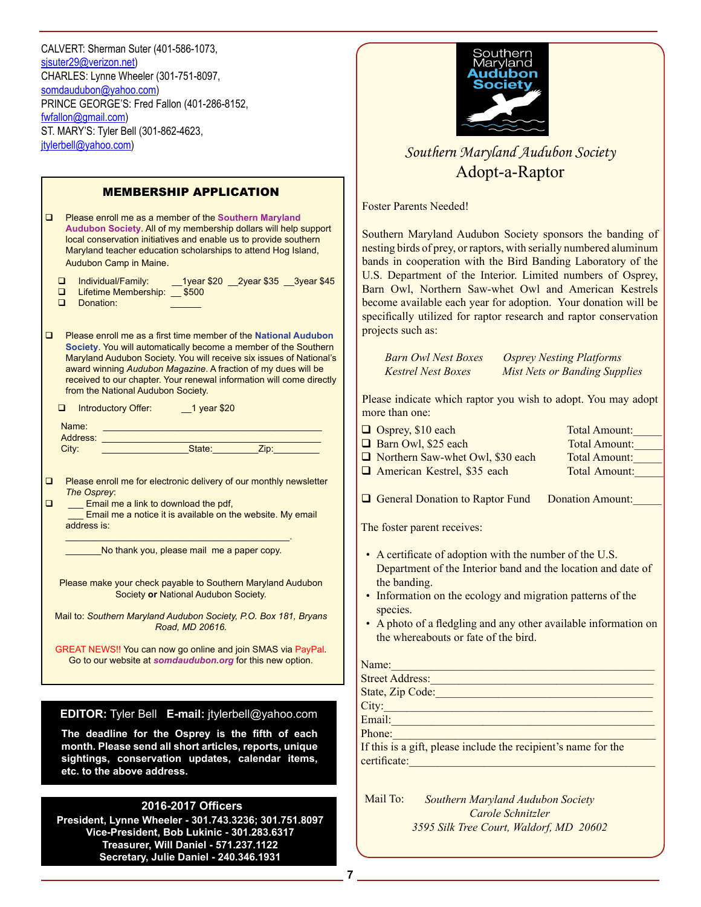CALVERT: Sherman Suter (401-586-1073, sjsuter29@verizon.net)
CHARLES: Lynne Wheeler (301-751-8097, somdaudubon@yahoo.com)
PRINCE GEORGE'S: Fred Fallon (401-286-8152, fwfallon@gmail.com)
ST. MARY'S: Tyler Bell (301-862-4623, jtylerbell@yahoo.com)

## MEMBERSHIP APPLICATION

❑ Please enroll me as a member of the **Southern Maryland Audubon Society**. All of my membership dollars will help support local conservation initiatives and enable us to provide southern Maryland teacher education scholarships to attend Hog Island, Audubon Camp in Maine.

- ❑ Individual/Family: __1year $20 __2year $35 __3year $45
- ❑ Lifetime Membership: __ $500
- ❑ Donation: ______

❑ Please enroll me as a first time member of the **National Audubon Society**. You will automatically become a member of the Southern Maryland Audubon Society. You will receive six issues of National's award winning *Audubon Magazine*. A fraction of my dues will be received to our chapter. Your renewal information will come directly from the National Audubon Society.

- ❑ Introductory Offer: __1 year $20

Name: ________________________________________
Address: ________________________________________
City: ________________State:________Zip:_________

❑ Please enroll me for electronic delivery of our monthly newsletter *The Osprey*:

❑ ___ Email me a link to download the pdf,
___ Email me a notice it is available on the website. My email address is:
____________________________________________.

_______No thank you, please mail me a paper copy.

Please make your check payable to Southern Maryland Audubon Society **or** National Audubon Society.

Mail to: *Southern Maryland Audubon Society, P.O. Box 181, Bryans Road, MD 20616.*

GREAT NEWS!! You can now go online and join SMAS via PayPal. Go to our website at ***somdaudubon.org*** for this new option.

**EDITOR:** Tyler Bell **E-mail:** jtylerbell@yahoo.com

**The deadline for the Osprey is the fifth of each month. Please send all short articles, reports, unique sightings, conservation updates, calendar items, etc. to the above address.**

**2016-2017 Officers**

**President, Lynne Wheeler - 301.743.3236; 301.751.8097**
**Vice-President, Bob Lukinic - 301.283.6317**
**Treasurer, Will Daniel - 571.237.1122**
**Secretary, Julie Daniel - 240.346.1931**

Southern Maryland Audubon Society

*Southern Maryland Audubon Society*

## Adopt-a-Raptor

Foster Parents Needed!

Southern Maryland Audubon Society sponsors the banding of nesting birds of prey, or raptors, with serially numbered aluminum bands in cooperation with the Bird Banding Laboratory of the U.S. Department of the Interior. Limited numbers of Osprey, Barn Owl, Northern Saw-whet Owl and American Kestrels become available each year for adoption. Your donation will be specifically utilized for raptor research and raptor conservation projects such as:

*Barn Owl Nest Boxes* *Osprey Nesting Platforms*
*Kestrel Nest Boxes* *Mist Nets or Banding Supplies*

Please indicate which raptor you wish to adopt. You may adopt more than one:

- ❑ Osprey, $10 each Total Amount:_____
- ❑ Barn Owl, $25 each Total Amount:_____
- ❑ Northern Saw-whet Owl, $30 each Total Amount:_____
- ❑ American Kestrel, $35 each Total Amount:_____

❑ General Donation to Raptor Fund Donation Amount:_____

The foster parent receives:

- A certificate of adoption with the number of the U.S. Department of the Interior band and the location and date of the banding.
- Information on the ecology and migration patterns of the species.
- A photo of a fledgling and any other available information on the whereabouts or fate of the bird.

Name:___________________________________________
Street Address:___________________________________
State, Zip Code:__________________________________
City:____________________________________________
Email:___________________________________________
Phone:__________________________________________
If this is a gift, please include the recipient's name for the certificate:_______________________________________

Mail To: *Southern Maryland Audubon Society*
*Carole Schnitzler*
*3595 Silk Tree Court, Waldorf, MD 20602*